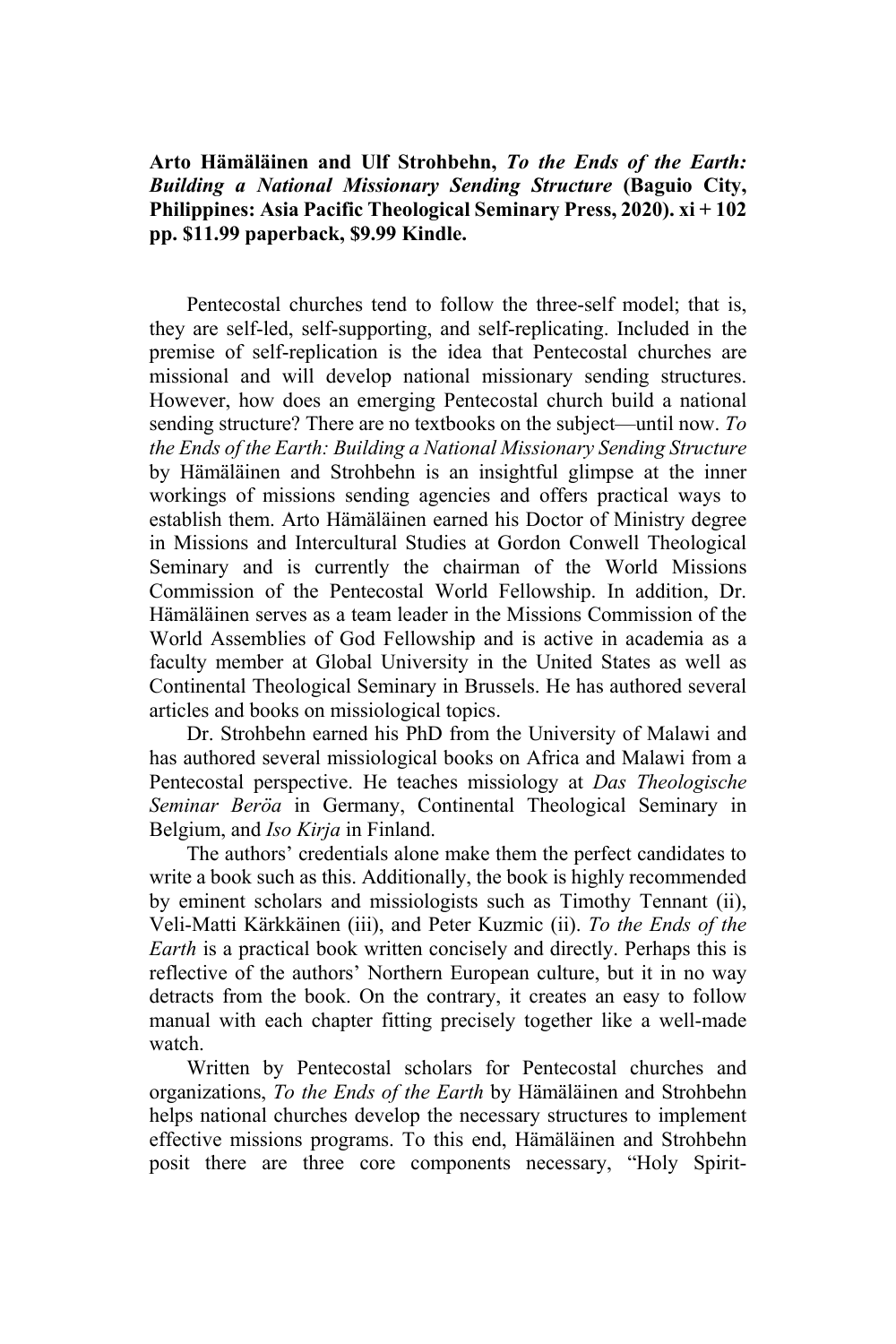**Arto Hämäläinen and Ulf Strohbehn, *To the Ends of the Earth: Building a National Missionary Sending Structure* (Baguio City, Philippines: Asia Pacific Theological Seminary Press, 2020). xi + 102 pp. $11.99 paperback, $9.99 Kindle.**

Pentecostal churches tend to follow the three-self model; that is, they are self-led, self-supporting, and self-replicating. Included in the premise of self-replication is the idea that Pentecostal churches are missional and will develop national missionary sending structures. However, how does an emerging Pentecostal church build a national sending structure? There are no textbooks on the subject—until now. *To the Ends of the Earth: Building a National Missionary Sending Structure* by Hämäläinen and Strohbehn is an insightful glimpse at the inner workings of missions sending agencies and offers practical ways to establish them. Arto Hämäläinen earned his Doctor of Ministry degree in Missions and Intercultural Studies at Gordon Conwell Theological Seminary and is currently the chairman of the World Missions Commission of the Pentecostal World Fellowship. In addition, Dr. Hämäläinen serves as a team leader in the Missions Commission of the World Assemblies of God Fellowship and is active in academia as a faculty member at Global University in the United States as well as Continental Theological Seminary in Brussels. He has authored several articles and books on missiological topics.

Dr. Strohbehn earned his PhD from the University of Malawi and has authored several missiological books on Africa and Malawi from a Pentecostal perspective. He teaches missiology at *Das Theologische Seminar Beröa* in Germany, Continental Theological Seminary in Belgium, and *Iso Kirja* in Finland.

The authors' credentials alone make them the perfect candidates to write a book such as this. Additionally, the book is highly recommended by eminent scholars and missiologists such as Timothy Tennant (ii), Veli-Matti Kärkkäinen (iii), and Peter Kuzmic (ii). *To the Ends of the Earth* is a practical book written concisely and directly. Perhaps this is reflective of the authors' Northern European culture, but it in no way detracts from the book. On the contrary, it creates an easy to follow manual with each chapter fitting precisely together like a well-made watch.

Written by Pentecostal scholars for Pentecostal churches and organizations, *To the Ends of the Earth* by Hämäläinen and Strohbehn helps national churches develop the necessary structures to implement effective missions programs. To this end, Hämäläinen and Strohbehn posit there are three core components necessary, "Holy Spirit-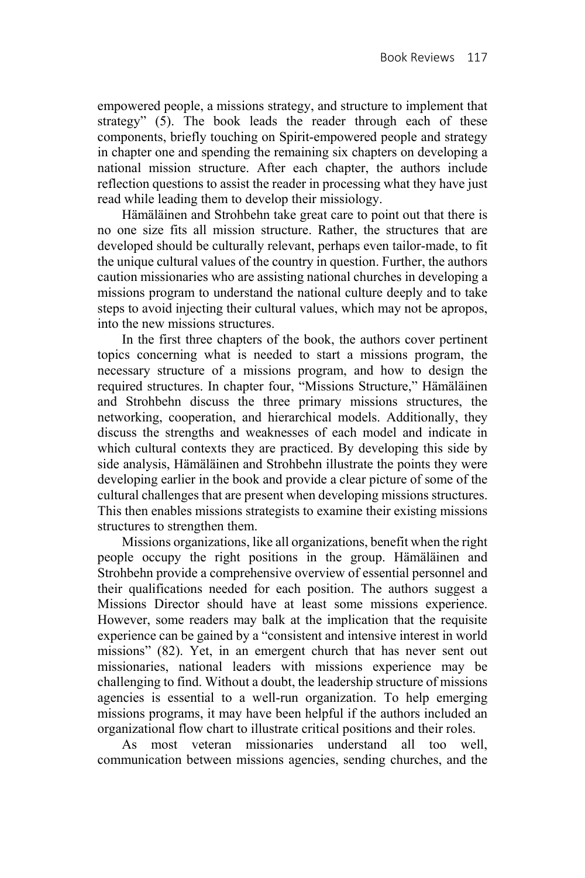empowered people, a missions strategy, and structure to implement that strategy" (5). The book leads the reader through each of these components, briefly touching on Spirit-empowered people and strategy in chapter one and spending the remaining six chapters on developing a national mission structure. After each chapter, the authors include reflection questions to assist the reader in processing what they have just read while leading them to develop their missiology.

Hämäläinen and Strohbehn take great care to point out that there is no one size fits all mission structure. Rather, the structures that are developed should be culturally relevant, perhaps even tailor-made, to fit the unique cultural values of the country in question. Further, the authors caution missionaries who are assisting national churches in developing a missions program to understand the national culture deeply and to take steps to avoid injecting their cultural values, which may not be apropos, into the new missions structures.

In the first three chapters of the book, the authors cover pertinent topics concerning what is needed to start a missions program, the necessary structure of a missions program, and how to design the required structures. In chapter four, "Missions Structure," Hämäläinen and Strohbehn discuss the three primary missions structures, the networking, cooperation, and hierarchical models. Additionally, they discuss the strengths and weaknesses of each model and indicate in which cultural contexts they are practiced. By developing this side by side analysis, Hämäläinen and Strohbehn illustrate the points they were developing earlier in the book and provide a clear picture of some of the cultural challenges that are present when developing missions structures. This then enables missions strategists to examine their existing missions structures to strengthen them.

Missions organizations, like all organizations, benefit when the right people occupy the right positions in the group. Hämäläinen and Strohbehn provide a comprehensive overview of essential personnel and their qualifications needed for each position. The authors suggest a Missions Director should have at least some missions experience. However, some readers may balk at the implication that the requisite experience can be gained by a "consistent and intensive interest in world missions" (82). Yet, in an emergent church that has never sent out missionaries, national leaders with missions experience may be challenging to find. Without a doubt, the leadership structure of missions agencies is essential to a well-run organization. To help emerging missions programs, it may have been helpful if the authors included an organizational flow chart to illustrate critical positions and their roles.

As most veteran missionaries understand all too well, communication between missions agencies, sending churches, and the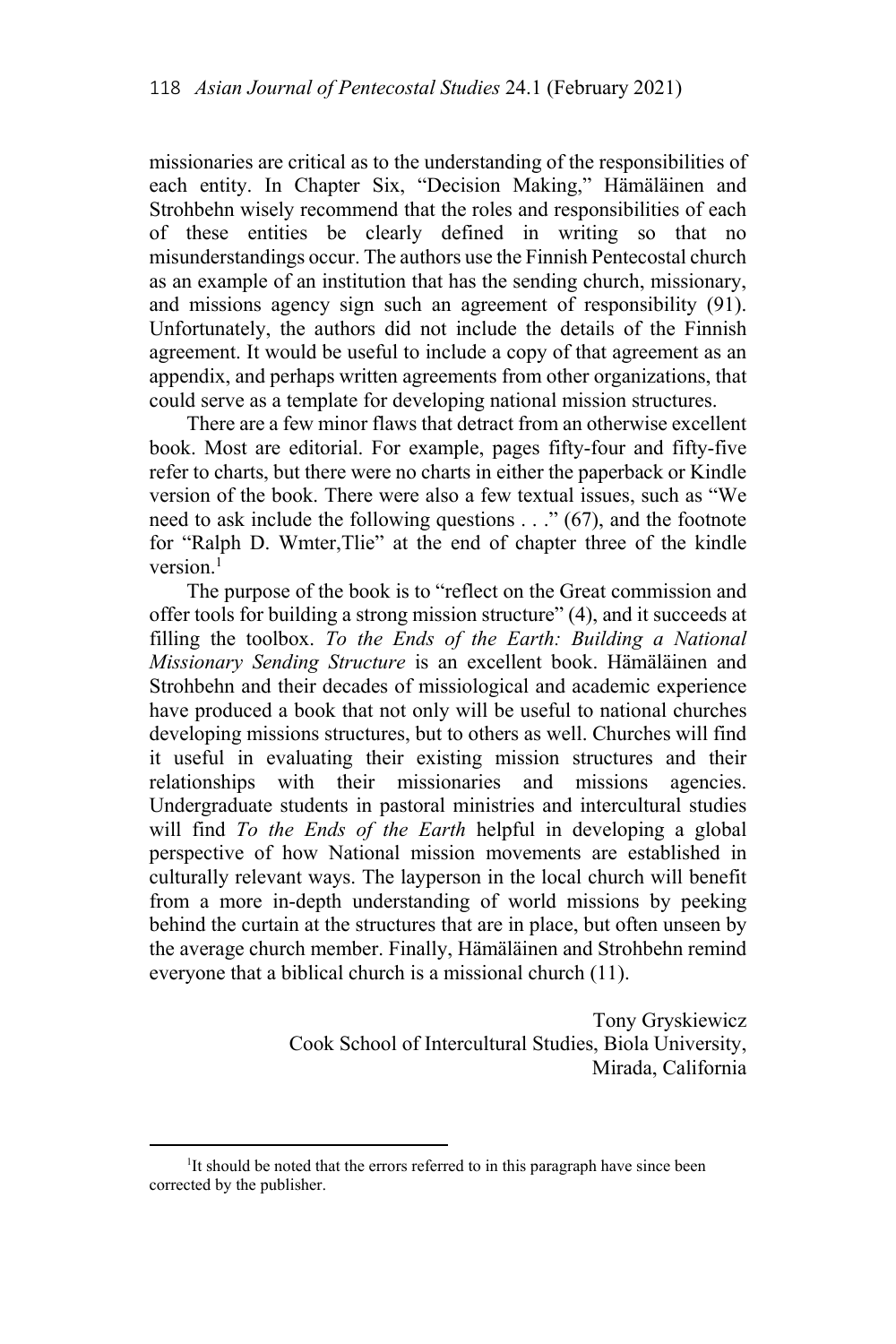missionaries are critical as to the understanding of the responsibilities of each entity. In Chapter Six, "Decision Making," Hämäläinen and Strohbehn wisely recommend that the roles and responsibilities of each of these entities be clearly defined in writing so that no misunderstandings occur. The authors use the Finnish Pentecostal church as an example of an institution that has the sending church, missionary, and missions agency sign such an agreement of responsibility (91). Unfortunately, the authors did not include the details of the Finnish agreement. It would be useful to include a copy of that agreement as an appendix, and perhaps written agreements from other organizations, that could serve as a template for developing national mission structures.

There are a few minor flaws that detract from an otherwise excellent book. Most are editorial. For example, pages fifty-four and fifty-five refer to charts, but there were no charts in either the paperback or Kindle version of the book. There were also a few textual issues, such as "We need to ask include the following questions . . ." (67), and the footnote for "Ralph D. Wmter,Tlie" at the end of chapter three of the kindle version.[1]

The purpose of the book is to "reflect on the Great commission and offer tools for building a strong mission structure" (4), and it succeeds at filling the toolbox. *To the Ends of the Earth: Building a National Missionary Sending Structure* is an excellent book. Hämäläinen and Strohbehn and their decades of missiological and academic experience have produced a book that not only will be useful to national churches developing missions structures, but to others as well. Churches will find it useful in evaluating their existing mission structures and their relationships with their missionaries and missions agencies. Undergraduate students in pastoral ministries and intercultural studies will find *To the Ends of the Earth* helpful in developing a global perspective of how National mission movements are established in culturally relevant ways. The layperson in the local church will benefit from a more in-depth understanding of world missions by peeking behind the curtain at the structures that are in place, but often unseen by the average church member. Finally, Hämäläinen and Strohbehn remind everyone that a biblical church is a missional church (11).

Tony Gryskiewicz  
Cook School of Intercultural Studies, Biola University,  
Mirada, California

---

[1]It should be noted that the errors referred to in this paragraph have since been corrected by the publisher.